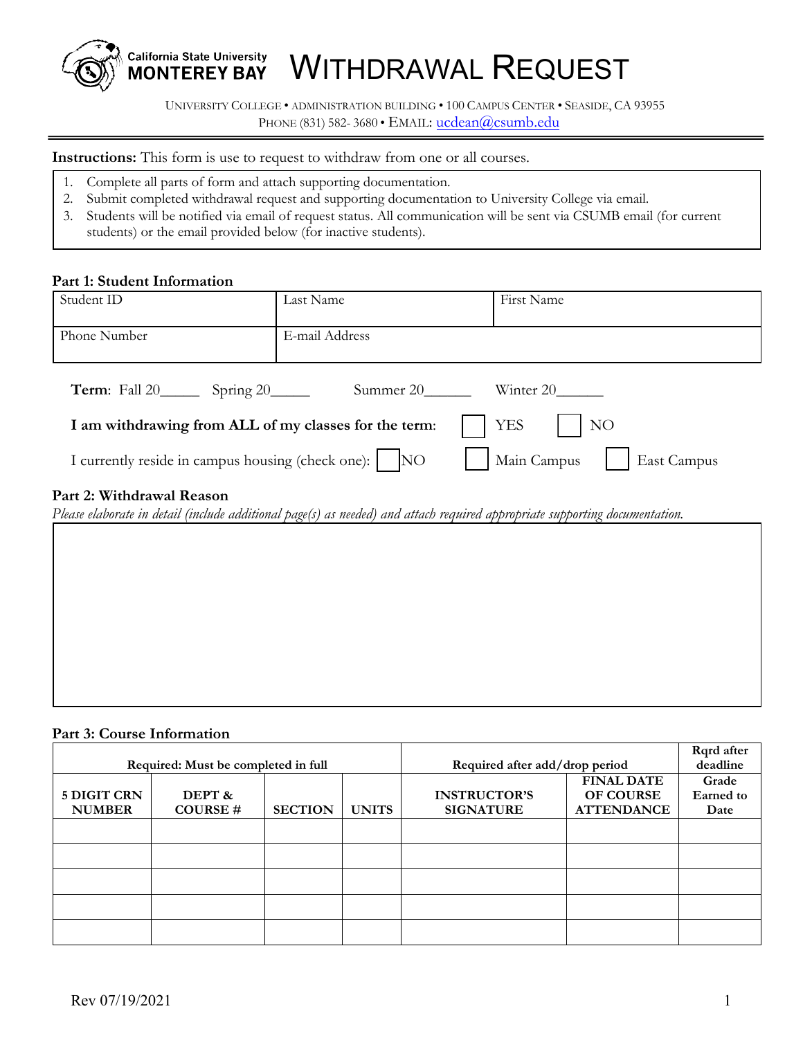California State University
MONTEREY BAY

# WITHDRAWAL REQUEST

UNIVERSITY COLLEGE • ADMINISTRATION BUILDING • 100 CAMPUS CENTER • SEASIDE, CA 93955
PHONE (831) 582- 3680 • EMAIL: ucdean@csumb.edu

**Instructions:** This form is use to request to withdraw from one or all courses.

1. Complete all parts of form and attach supporting documentation.
2. Submit completed withdrawal request and supporting documentation to University College via email.
3. Students will be notified via email of request status. All communication will be sent via CSUMB email (for current students) or the email provided below (for inactive students).

### Part 1: Student Information

| Student ID | Last Name | First Name |
|---|---|---|
| Phone Number | E-mail Address | |

**Term**: Fall 20_____ Spring 20_____ Summer 20______ Winter 20______

**I am withdrawing from ALL of my classes for the term**: ☐ YES ☐ NO

I currently reside in campus housing (check one): ☐ NO ☐ Main Campus ☐ East Campus

### Part 2: Withdrawal Reason

*Please elaborate in detail (include additional page(s) as needed) and attach required appropriate supporting documentation.*

### Part 3: Course Information

| Required: Must be completed in full | | | | Required after add/drop period | | Rqrd after deadline |
|---|---|---|---|---|---|---|
| **5 DIGIT CRN NUMBER** | **DEPT & COURSE #** | **SECTION** | **UNITS** | **INSTRUCTOR'S SIGNATURE** | **FINAL DATE OF COURSE ATTENDANCE** | **Grade Earned to Date** |
| | | | | | | |
| | | | | | | |
| | | | | | | |
| | | | | | | |
| | | | | | | |

Rev 07/19/2021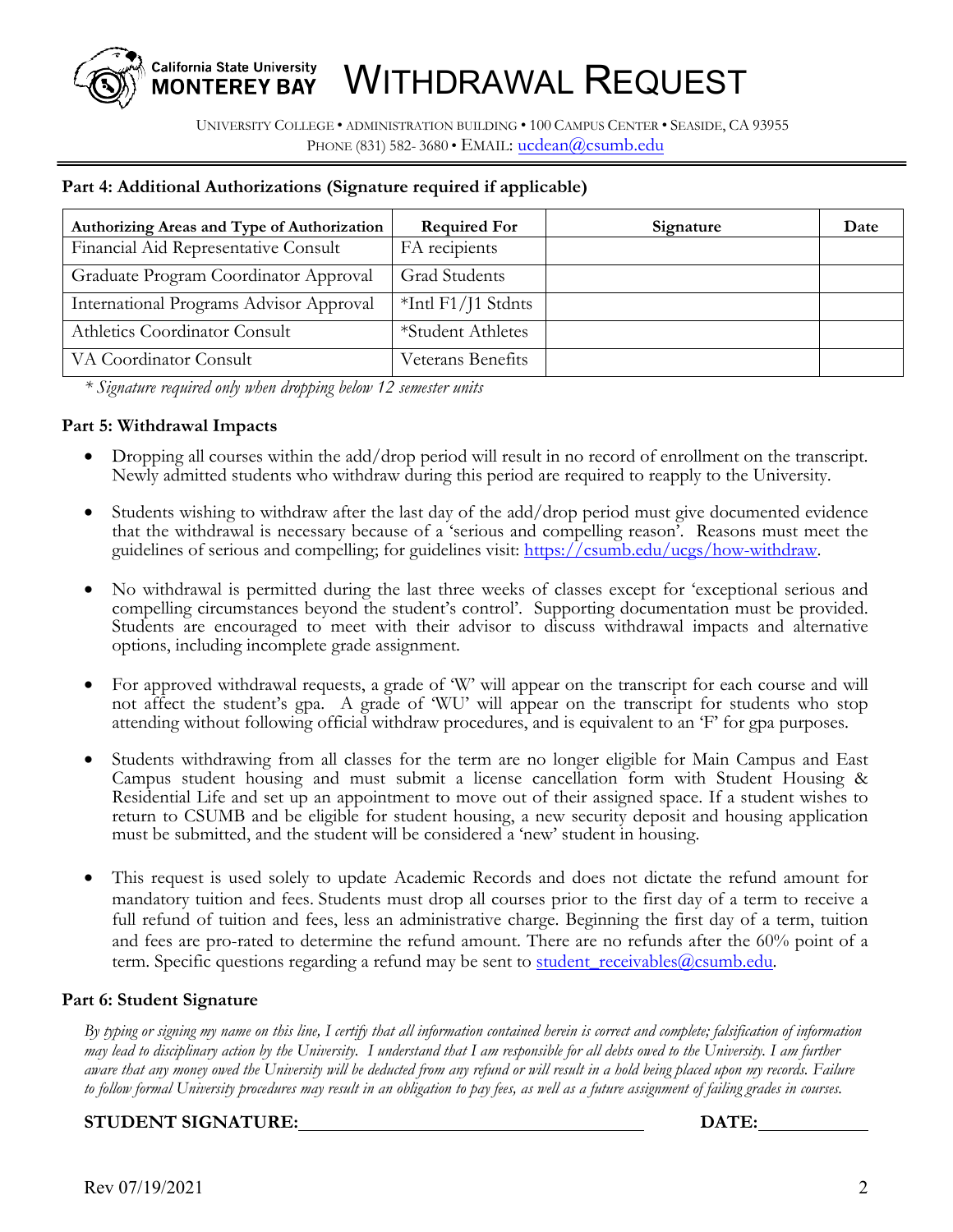# WITHDRAWAL REQUEST

UNIVERSITY COLLEGE • ADMINISTRATION BUILDING • 100 CAMPUS CENTER • SEASIDE, CA 93955
PHONE (831) 582- 3680 • EMAIL: ucdean@csumb.edu

### Part 4: Additional Authorizations (Signature required if applicable)

| Authorizing Areas and Type of Authorization | Required For | Signature | Date |
|---|---|---|---|
| Financial Aid Representative Consult | FA recipients | | |
| Graduate Program Coordinator Approval | Grad Students | | |
| International Programs Advisor Approval | *Intl F1/J1 Stdnts | | |
| Athletics Coordinator Consult | *Student Athletes | | |
| VA Coordinator Consult | Veterans Benefits | | |

*\* Signature required only when dropping below 12 semester units*

### Part 5: Withdrawal Impacts

- Dropping all courses within the add/drop period will result in no record of enrollment on the transcript. Newly admitted students who withdraw during this period are required to reapply to the University.
- Students wishing to withdraw after the last day of the add/drop period must give documented evidence that the withdrawal is necessary because of a 'serious and compelling reason'. Reasons must meet the guidelines of serious and compelling; for guidelines visit: https://csumb.edu/ucgs/how-withdraw.
- No withdrawal is permitted during the last three weeks of classes except for 'exceptional serious and compelling circumstances beyond the student's control'. Supporting documentation must be provided. Students are encouraged to meet with their advisor to discuss withdrawal impacts and alternative options, including incomplete grade assignment.
- For approved withdrawal requests, a grade of 'W' will appear on the transcript for each course and will not affect the student's gpa. A grade of 'WU' will appear on the transcript for students who stop attending without following official withdraw procedures, and is equivalent to an 'F' for gpa purposes.
- Students withdrawing from all classes for the term are no longer eligible for Main Campus and East Campus student housing and must submit a license cancellation form with Student Housing & Residential Life and set up an appointment to move out of their assigned space. If a student wishes to return to CSUMB and be eligible for student housing, a new security deposit and housing application must be submitted, and the student will be considered a 'new' student in housing.
- This request is used solely to update Academic Records and does not dictate the refund amount for mandatory tuition and fees. Students must drop all courses prior to the first day of a term to receive a full refund of tuition and fees, less an administrative charge. Beginning the first day of a term, tuition and fees are pro-rated to determine the refund amount. There are no refunds after the 60% point of a term. Specific questions regarding a refund may be sent to student_receivables@csumb.edu.

### Part 6: Student Signature

*By typing or signing my name on this line, I certify that all information contained herein is correct and complete; falsification of information may lead to disciplinary action by the University. I understand that I am responsible for all debts owed to the University. I am further aware that any money owed the University will be deducted from any refund or will result in a hold being placed upon my records. Failure to follow formal University procedures may result in an obligation to pay fees, as well as a future assignment of failing grades in courses.*

**STUDENT SIGNATURE:**\_\_\_\_\_\_\_\_\_\_\_\_\_\_\_\_\_\_\_\_\_\_\_\_\_\_\_\_\_\_ **DATE:**\_\_\_\_\_\_\_\_\_\_

Rev 07/19/2021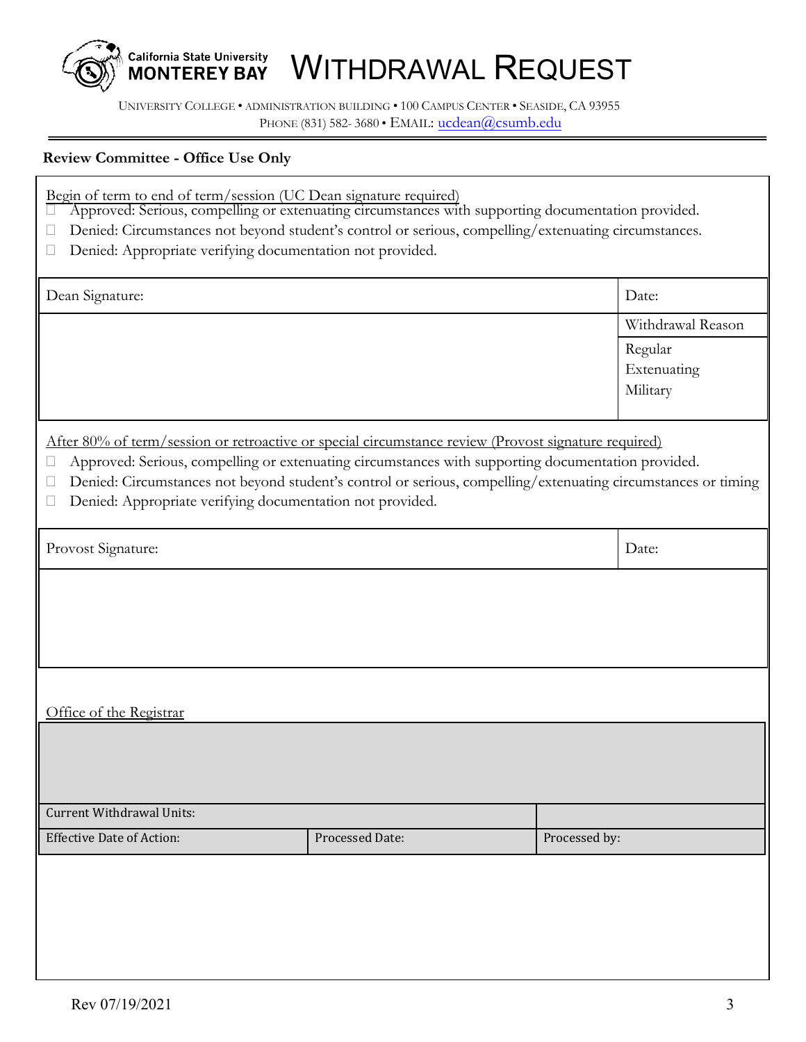California State University
MONTEREY BAY

# WITHDRAWAL REQUEST

UNIVERSITY COLLEGE • ADMINISTRATION BUILDING • 100 CAMPUS CENTER • SEASIDE, CA 93955
PHONE (831) 582- 3680 • EMAIL: ucdean@csumb.edu

**Review Committee - Office Use Only**

Begin of term to end of term/session (UC Dean signature required)

- ☐ Approved: Serious, compelling or extenuating circumstances with supporting documentation provided.
- ☐ Denied: Circumstances not beyond student's control or serious, compelling/extenuating circumstances.
- ☐ Denied: Appropriate verifying documentation not provided.

| Dean Signature: | Date: |
|---|---|
| | Withdrawal Reason |
| | Regular<br>Extenuating<br>Military |

After 80% of term/session or retroactive or special circumstance review (Provost signature required)

- ☐ Approved: Serious, compelling or extenuating circumstances with supporting documentation provided.
- ☐ Denied: Circumstances not beyond student's control or serious, compelling/extenuating circumstances or timing
- ☐ Denied: Appropriate verifying documentation not provided.

| Provost Signature: | Date: |
|---|---|
| | |

Office of the Registrar

| | | |
|---|---|---|
| | | |
| Current Withdrawal Units: | | |
| Effective Date of Action: | Processed Date: | Processed by: |

Rev 07/19/2021